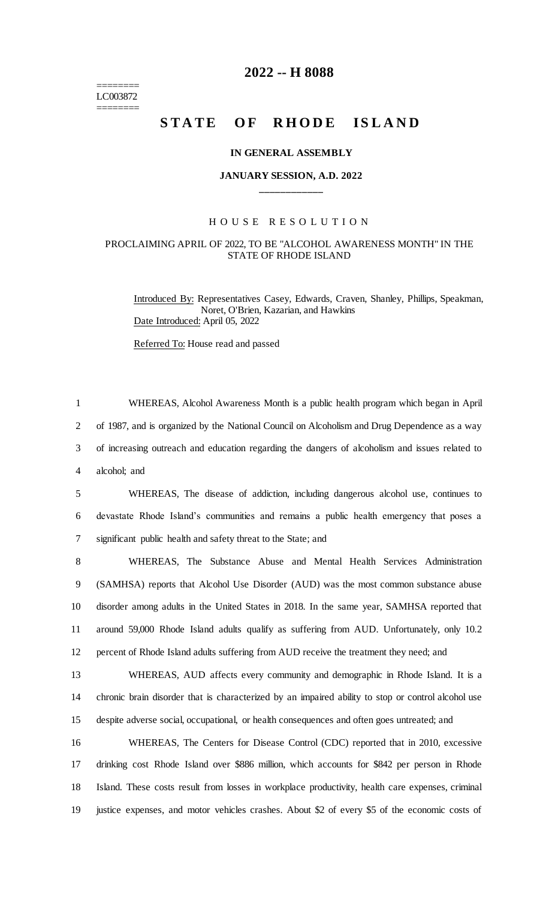# 2022 -- H 8088

========
LC003872
========

# STATE OF RHODE ISLAND

**IN GENERAL ASSEMBLY**

**JANUARY SESSION, A.D. 2022**

____________

HOUSE RESOLUTION

PROCLAIMING APRIL OF 2022, TO BE "ALCOHOL AWARENESS MONTH" IN THE STATE OF RHODE ISLAND

Introduced By: Representatives Casey, Edwards, Craven, Shanley, Phillips, Speakman, Noret, O'Brien, Kazarian, and Hawkins

Date Introduced: April 05, 2022

Referred To: House read and passed

1 WHEREAS, Alcohol Awareness Month is a public health program which began in April
2 of 1987, and is organized by the National Council on Alcoholism and Drug Dependence as a way
3 of increasing outreach and education regarding the dangers of alcoholism and issues related to
4 alcohol; and

5 WHEREAS, The disease of addiction, including dangerous alcohol use, continues to
6 devastate Rhode Island's communities and remains a public health emergency that poses a
7 significant public health and safety threat to the State; and

8 WHEREAS, The Substance Abuse and Mental Health Services Administration
9 (SAMHSA) reports that Alcohol Use Disorder (AUD) was the most common substance abuse
10 disorder among adults in the United States in 2018. In the same year, SAMHSA reported that
11 around 59,000 Rhode Island adults qualify as suffering from AUD. Unfortunately, only 10.2
12 percent of Rhode Island adults suffering from AUD receive the treatment they need; and

13 WHEREAS, AUD affects every community and demographic in Rhode Island. It is a
14 chronic brain disorder that is characterized by an impaired ability to stop or control alcohol use
15 despite adverse social, occupational, or health consequences and often goes untreated; and

16 WHEREAS, The Centers for Disease Control (CDC) reported that in 2010, excessive
17 drinking cost Rhode Island over $886 million, which accounts for $842 per person in Rhode
18 Island. These costs result from losses in workplace productivity, health care expenses, criminal
19 justice expenses, and motor vehicles crashes. About $2 of every $5 of the economic costs of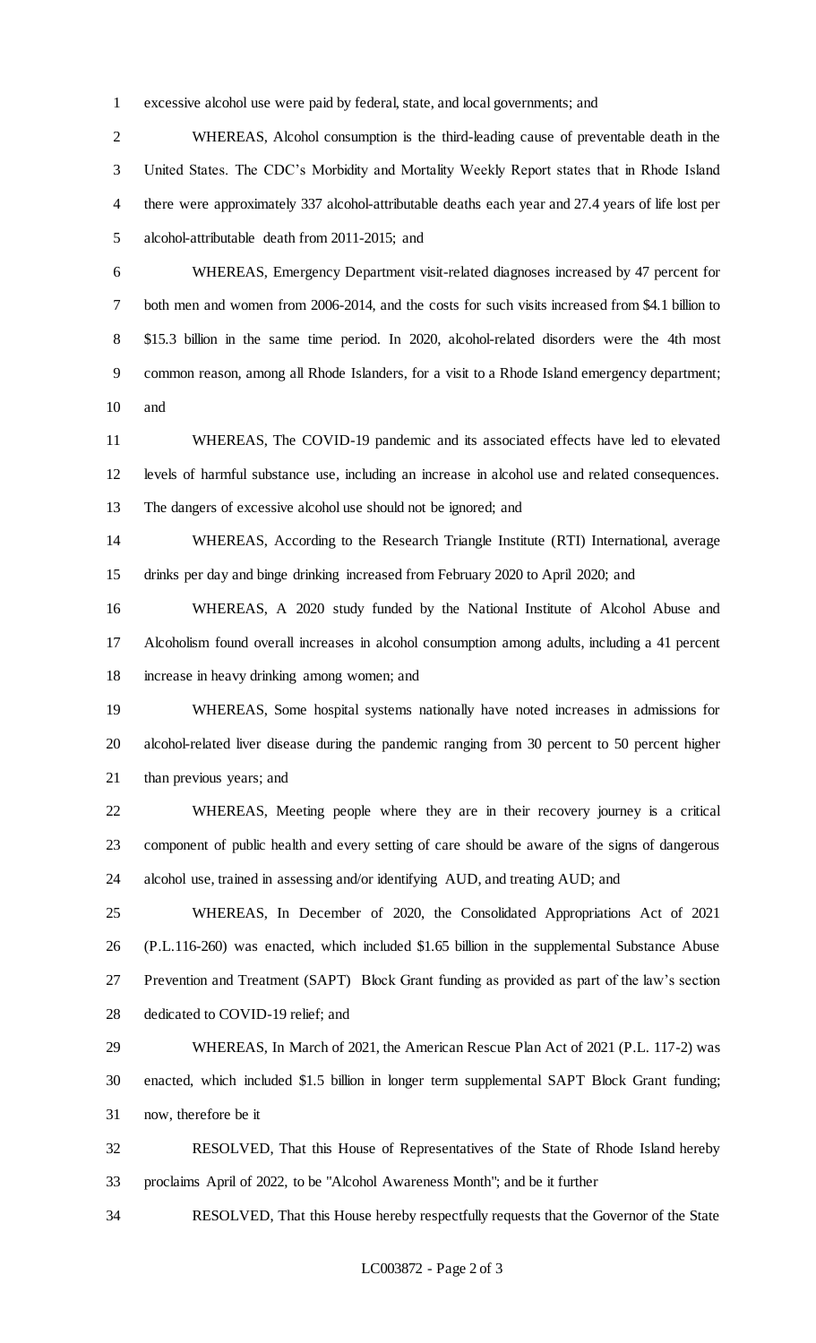excessive alcohol use were paid by federal, state, and local governments; and

WHEREAS, Alcohol consumption is the third-leading cause of preventable death in the United States. The CDC's Morbidity and Mortality Weekly Report states that in Rhode Island there were approximately 337 alcohol-attributable deaths each year and 27.4 years of life lost per alcohol-attributable death from 2011-2015; and

WHEREAS, Emergency Department visit-related diagnoses increased by 47 percent for both men and women from 2006-2014, and the costs for such visits increased from $4.1 billion to $15.3 billion in the same time period. In 2020, alcohol-related disorders were the 4th most common reason, among all Rhode Islanders, for a visit to a Rhode Island emergency department; and

WHEREAS, The COVID-19 pandemic and its associated effects have led to elevated levels of harmful substance use, including an increase in alcohol use and related consequences. The dangers of excessive alcohol use should not be ignored; and

WHEREAS, According to the Research Triangle Institute (RTI) International, average drinks per day and binge drinking increased from February 2020 to April 2020; and

WHEREAS, A 2020 study funded by the National Institute of Alcohol Abuse and Alcoholism found overall increases in alcohol consumption among adults, including a 41 percent increase in heavy drinking among women; and

WHEREAS, Some hospital systems nationally have noted increases in admissions for alcohol-related liver disease during the pandemic ranging from 30 percent to 50 percent higher than previous years; and

WHEREAS, Meeting people where they are in their recovery journey is a critical component of public health and every setting of care should be aware of the signs of dangerous alcohol use, trained in assessing and/or identifying AUD, and treating AUD; and

WHEREAS, In December of 2020, the Consolidated Appropriations Act of 2021 (P.L.116-260) was enacted, which included $1.65 billion in the supplemental Substance Abuse Prevention and Treatment (SAPT) Block Grant funding as provided as part of the law's section dedicated to COVID-19 relief; and

WHEREAS, In March of 2021, the American Rescue Plan Act of 2021 (P.L. 117-2) was enacted, which included $1.5 billion in longer term supplemental SAPT Block Grant funding; now, therefore be it

RESOLVED, That this House of Representatives of the State of Rhode Island hereby proclaims April of 2022, to be "Alcohol Awareness Month"; and be it further

RESOLVED, That this House hereby respectfully requests that the Governor of the State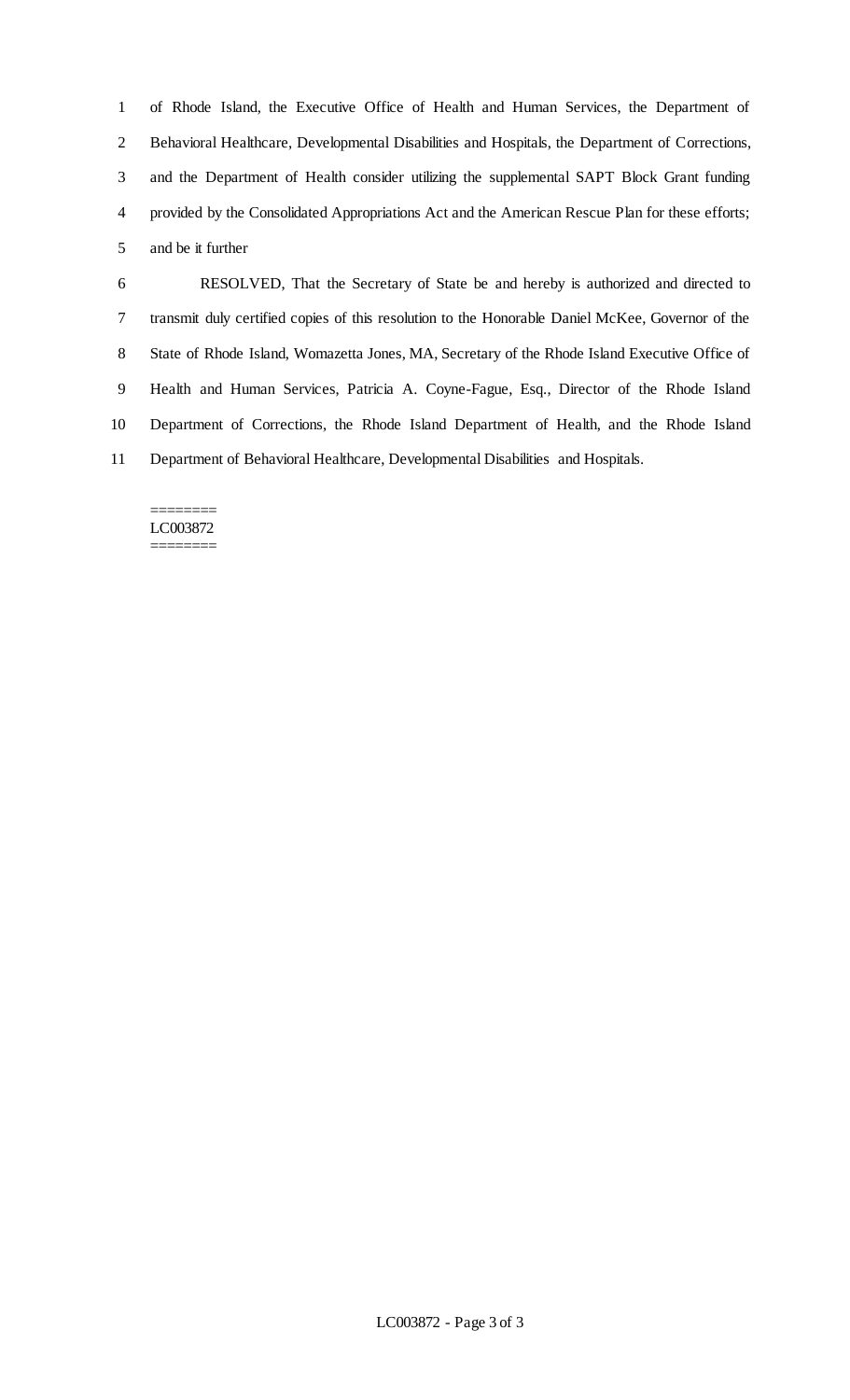of Rhode Island, the Executive Office of Health and Human Services, the Department of Behavioral Healthcare, Developmental Disabilities and Hospitals, the Department of Corrections, and the Department of Health consider utilizing the supplemental SAPT Block Grant funding provided by the Consolidated Appropriations Act and the American Rescue Plan for these efforts; and be it further

RESOLVED, That the Secretary of State be and hereby is authorized and directed to transmit duly certified copies of this resolution to the Honorable Daniel McKee, Governor of the State of Rhode Island, Womazetta Jones, MA, Secretary of the Rhode Island Executive Office of Health and Human Services, Patricia A. Coyne-Fague, Esq., Director of the Rhode Island Department of Corrections, the Rhode Island Department of Health, and the Rhode Island Department of Behavioral Healthcare, Developmental Disabilities and Hospitals.

========
LC003872
========